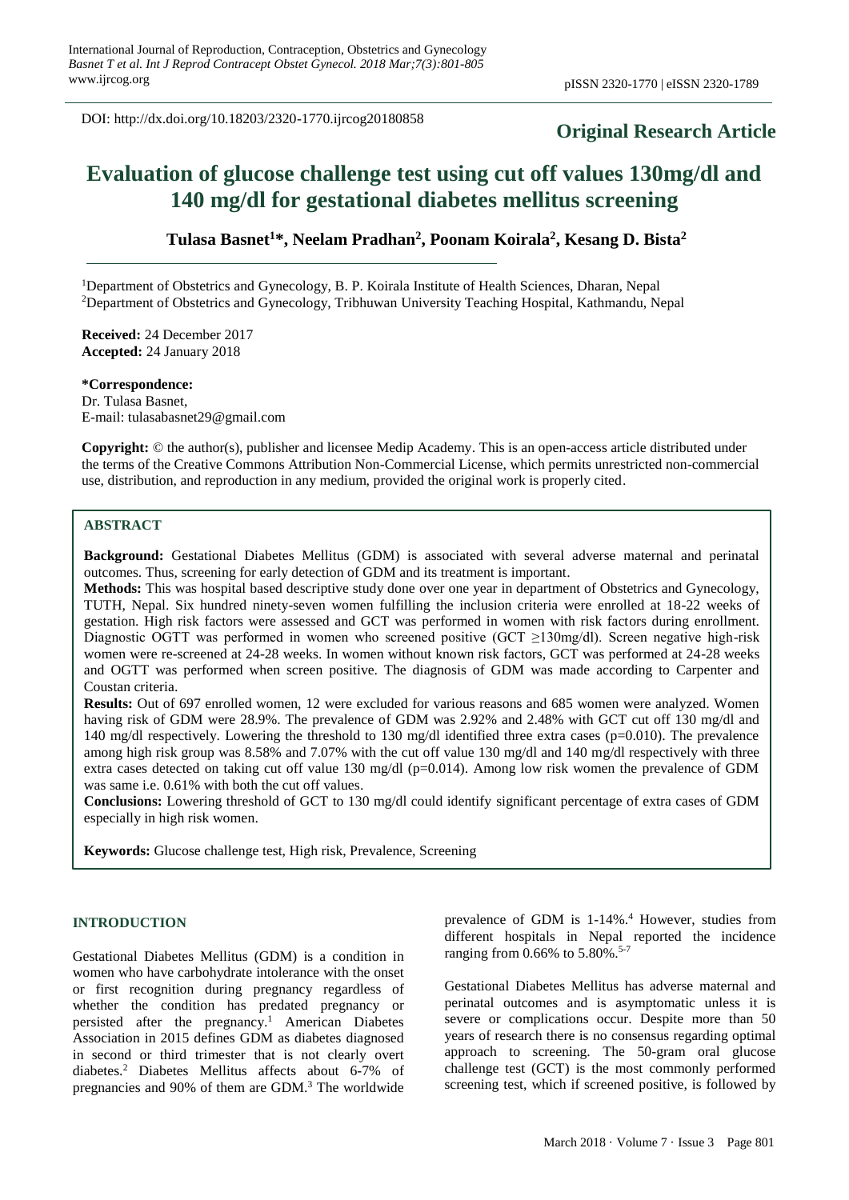DOI: http://dx.doi.org/10.18203/2320-1770.ijrcog20180858

**Original Research Article**

# Evaluation of glucose challenge test using cut off values 130mg/dl and 140 mg/dl for gestational diabetes mellitus screening

**Tulasa Basnet[1]*, Neelam Pradhan[2], Poonam Koirala[2], Kesang D. Bista[2]**

[1]Department of Obstetrics and Gynecology, B. P. Koirala Institute of Health Sciences, Dharan, Nepal
[2]Department of Obstetrics and Gynecology, Tribhuwan University Teaching Hospital, Kathmandu, Nepal

**Received:** 24 December 2017
**Accepted:** 24 January 2018

**\*Correspondence:**
Dr. Tulasa Basnet,
E-mail: tulasabasnet29@gmail.com

**Copyright:** © the author(s), publisher and licensee Medip Academy. This is an open-access article distributed under the terms of the Creative Commons Attribution Non-Commercial License, which permits unrestricted non-commercial use, distribution, and reproduction in any medium, provided the original work is properly cited.

## ABSTRACT

**Background:** Gestational Diabetes Mellitus (GDM) is associated with several adverse maternal and perinatal outcomes. Thus, screening for early detection of GDM and its treatment is important.

**Methods:** This was hospital based descriptive study done over one year in department of Obstetrics and Gynecology, TUTH, Nepal. Six hundred ninety-seven women fulfilling the inclusion criteria were enrolled at 18-22 weeks of gestation. High risk factors were assessed and GCT was performed in women with risk factors during enrollment. Diagnostic OGTT was performed in women who screened positive (GCT ≥130mg/dl). Screen negative high-risk women were re-screened at 24-28 weeks. In women without known risk factors, GCT was performed at 24-28 weeks and OGTT was performed when screen positive. The diagnosis of GDM was made according to Carpenter and Coustan criteria.

**Results:** Out of 697 enrolled women, 12 were excluded for various reasons and 685 women were analyzed. Women having risk of GDM were 28.9%. The prevalence of GDM was 2.92% and 2.48% with GCT cut off 130 mg/dl and 140 mg/dl respectively. Lowering the threshold to 130 mg/dl identified three extra cases (p=0.010). The prevalence among high risk group was 8.58% and 7.07% with the cut off value 130 mg/dl and 140 mg/dl respectively with three extra cases detected on taking cut off value 130 mg/dl (p=0.014). Among low risk women the prevalence of GDM was same i.e. 0.61% with both the cut off values.

**Conclusions:** Lowering threshold of GCT to 130 mg/dl could identify significant percentage of extra cases of GDM especially in high risk women.

**Keywords:** Glucose challenge test, High risk, Prevalence, Screening

## INTRODUCTION

Gestational Diabetes Mellitus (GDM) is a condition in women who have carbohydrate intolerance with the onset or first recognition during pregnancy regardless of whether the condition has predated pregnancy or persisted after the pregnancy.[1] American Diabetes Association in 2015 defines GDM as diabetes diagnosed in second or third trimester that is not clearly overt diabetes.[2] Diabetes Mellitus affects about 6-7% of pregnancies and 90% of them are GDM.[3] The worldwide prevalence of GDM is 1-14%.[4] However, studies from different hospitals in Nepal reported the incidence ranging from 0.66% to 5.80%.[5-7]

Gestational Diabetes Mellitus has adverse maternal and perinatal outcomes and is asymptomatic unless it is severe or complications occur. Despite more than 50 years of research there is no consensus regarding optimal approach to screening. The 50-gram oral glucose challenge test (GCT) is the most commonly performed screening test, which if screened positive, is followed by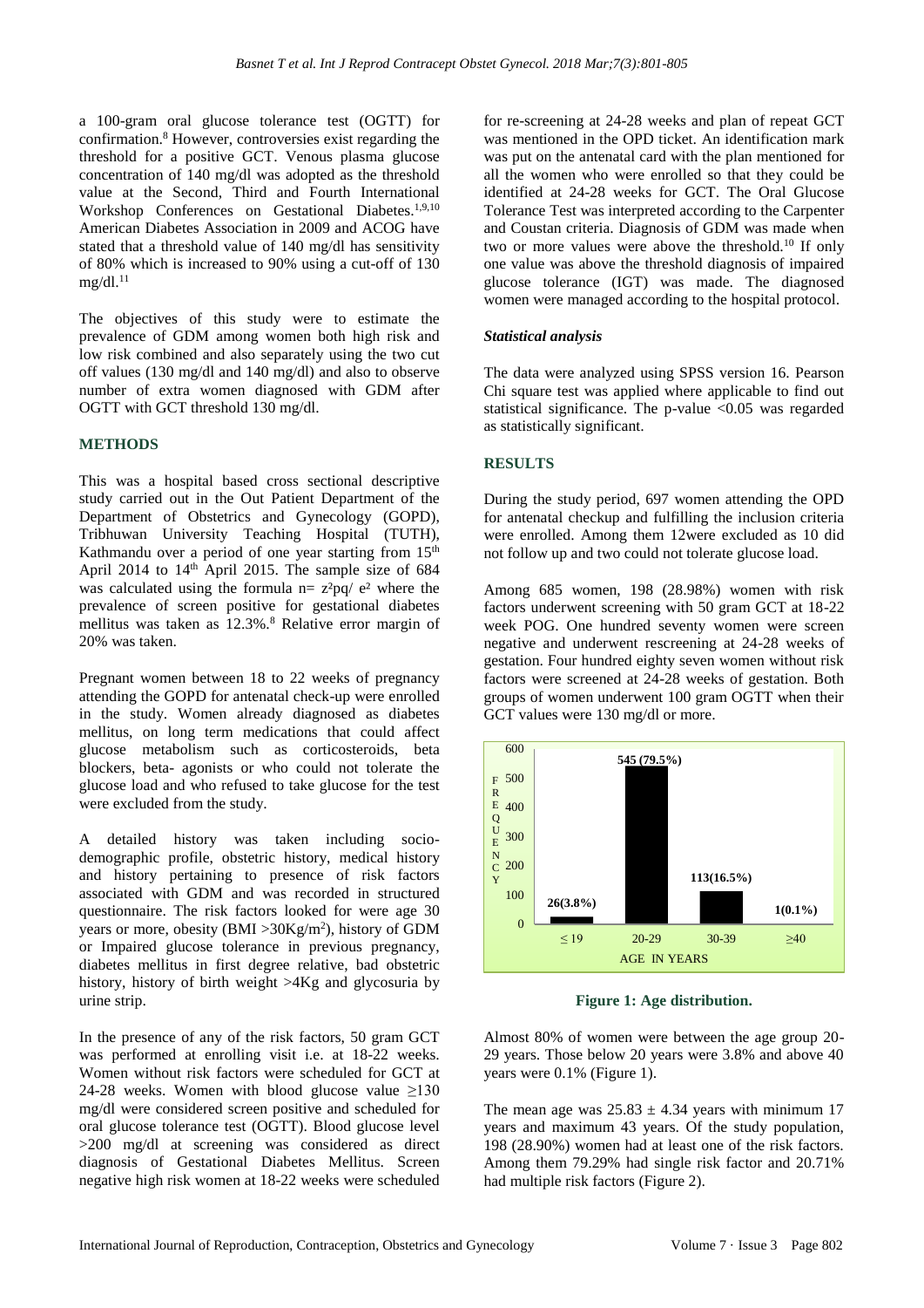a 100-gram oral glucose tolerance test (OGTT) for confirmation.[8] However, controversies exist regarding the threshold for a positive GCT. Venous plasma glucose concentration of 140 mg/dl was adopted as the threshold value at the Second, Third and Fourth International Workshop Conferences on Gestational Diabetes.[1,9,10] American Diabetes Association in 2009 and ACOG have stated that a threshold value of 140 mg/dl has sensitivity of 80% which is increased to 90% using a cut-off of 130 mg/dl.[11]

The objectives of this study were to estimate the prevalence of GDM among women both high risk and low risk combined and also separately using the two cut off values (130 mg/dl and 140 mg/dl) and also to observe number of extra women diagnosed with GDM after OGTT with GCT threshold 130 mg/dl.

## METHODS

This was a hospital based cross sectional descriptive study carried out in the Out Patient Department of the Department of Obstetrics and Gynecology (GOPD), Tribhuwan University Teaching Hospital (TUTH), Kathmandu over a period of one year starting from 15th April 2014 to 14th April 2015. The sample size of 684 was calculated using the formula $n = z^2pq/e^2$ where the prevalence of screen positive for gestational diabetes mellitus was taken as 12.3%.[8] Relative error margin of 20% was taken.

Pregnant women between 18 to 22 weeks of pregnancy attending the GOPD for antenatal check-up were enrolled in the study. Women already diagnosed as diabetes mellitus, on long term medications that could affect glucose metabolism such as corticosteroids, beta blockers, beta- agonists or who could not tolerate the glucose load and who refused to take glucose for the test were excluded from the study.

A detailed history was taken including socio-demographic profile, obstetric history, medical history and history pertaining to presence of risk factors associated with GDM and was recorded in structured questionnaire. The risk factors looked for were age 30 years or more, obesity (BMI >30Kg/m$^2$), history of GDM or Impaired glucose tolerance in previous pregnancy, diabetes mellitus in first degree relative, bad obstetric history, history of birth weight >4Kg and glycosuria by urine strip.

In the presence of any of the risk factors, 50 gram GCT was performed at enrolling visit i.e. at 18-22 weeks. Women without risk factors were scheduled for GCT at 24-28 weeks. Women with blood glucose value ≥130 mg/dl were considered screen positive and scheduled for oral glucose tolerance test (OGTT). Blood glucose level >200 mg/dl at screening was considered as direct diagnosis of Gestational Diabetes Mellitus. Screen negative high risk women at 18-22 weeks were scheduled for re-screening at 24-28 weeks and plan of repeat GCT was mentioned in the OPD ticket. An identification mark was put on the antenatal card with the plan mentioned for all the women who were enrolled so that they could be identified at 24-28 weeks for GCT. The Oral Glucose Tolerance Test was interpreted according to the Carpenter and Coustan criteria. Diagnosis of GDM was made when two or more values were above the threshold.[10] If only one value was above the threshold diagnosis of impaired glucose tolerance (IGT) was made. The diagnosed women were managed according to the hospital protocol.

### *Statistical analysis*

The data were analyzed using SPSS version 16. Pearson Chi square test was applied where applicable to find out statistical significance. The p-value <0.05 was regarded as statistically significant.

## RESULTS

During the study period, 697 women attending the OPD for antenatal checkup and fulfilling the inclusion criteria were enrolled. Among them 12were excluded as 10 did not follow up and two could not tolerate glucose load.

Among 685 women, 198 (28.98%) women with risk factors underwent screening with 50 gram GCT at 18-22 week POG. One hundred seventy women were screen negative and underwent rescreening at 24-28 weeks of gestation. Four hundred eighty seven women without risk factors were screened at 24-28 weeks of gestation. Both groups of women underwent 100 gram OGTT when their GCT values were 130 mg/dl or more.

| Age in years | Frequency |
|---|---|
| ≤ 19 | 26 (3.8%) |
| 20-29 | 545 (79.5%) |
| 30-39 | 113 (16.5%) |
| ≥40 | 1 (0.1%) |

**Figure 1: Age distribution.**

Almost 80% of women were between the age group 20-29 years. Those below 20 years were 3.8% and above 40 years were 0.1% (Figure 1).

The mean age was 25.83 ± 4.34 years with minimum 17 years and maximum 43 years. Of the study population, 198 (28.90%) women had at least one of the risk factors. Among them 79.29% had single risk factor and 20.71% had multiple risk factors (Figure 2).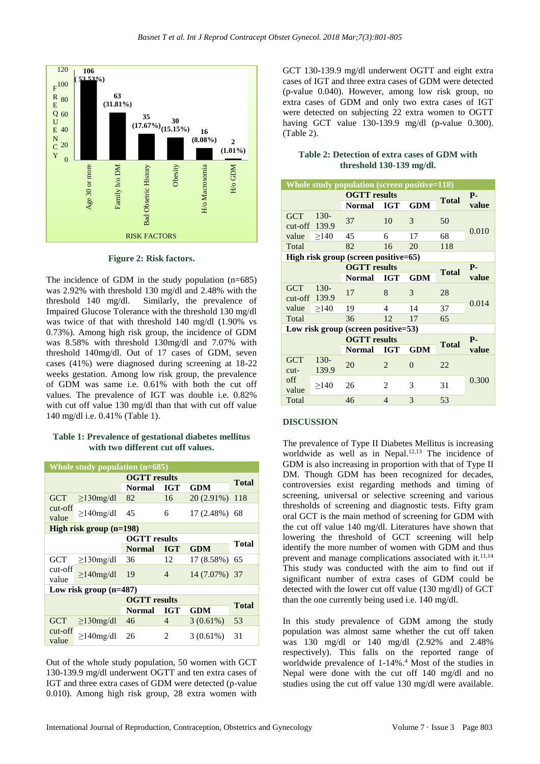120

F
R
E
Q
U
E
N
C
Y

100

80

60

40

20

0

106 (53.53%)

63 (31.81%)

35 (17.67%)

30 (15.15%)

16 (8.08%)

2 (1.01%)

Age 30 or more

Family h/o DM

Bad Obsetric History

Obesity

H/o Macrosomia

H/o GDM

RISK FACTORS

**Figure 2: Risk factors.**

The incidence of GDM in the study population (n=685) was 2.92% with threshold 130 mg/dl and 2.48% with the threshold 140 mg/dl. Similarly, the prevalence of Impaired Glucose Tolerance with the threshold 130 mg/dl was twice of that with threshold 140 mg/dl (1.90% vs 0.73%). Among high risk group, the incidence of GDM was 8.58% with threshold 130mg/dl and 7.07% with threshold 140mg/dl. Out of 17 cases of GDM, seven cases (41%) were diagnosed during screening at 18-22 weeks gestation. Among low risk group, the prevalence of GDM was same i.e. 0.61% with both the cut off values. The prevalence of IGT was double i.e. 0.82% with cut off value 130 mg/dl than that with cut off value 140 mg/dl i.e. 0.41% (Table 1).

**Table 1: Prevalence of gestational diabetes mellitus with two different cut off values.**

| Whole study population (n=685) | | | | | |
|---|---|---|---|---|---|
| | | OGTT results | | | Total |
| | | Normal | IGT | GDM | |
| GCT cut-off value | ≥130mg/dl | 82 | 16 | 20 (2.91%) | 118 |
| | ≥140mg/dl | 45 | 6 | 17 (2.48%) | 68 |
| **High risk group (n=198)** | | | | | |
| | | OGTT results | | | Total |
| | | Normal | IGT | GDM | |
| GCT cut-off value | ≥130mg/dl | 36 | 12 | 17 (8.58%) | 65 |
| | ≥140mg/dl | 19 | 4 | 14 (7.07%) | 37 |
| **Low risk group (n=487)** | | | | | |
| | | OGTT results | | | Total |
| | | Normal | IGT | GDM | |
| GCT cut-off value | ≥130mg/dl | 46 | 4 | 3 (0.61%) | 53 |
| | ≥140mg/dl | 26 | 2 | 3 (0.61%) | 31 |

Out of the whole study population, 50 women with GCT 130-139.9 mg/dl underwent OGTT and ten extra cases of IGT and three extra cases of GDM were detected (p-value 0.010). Among high risk group, 28 extra women with GCT 130-139.9 mg/dl underwent OGTT and eight extra cases of IGT and three extra cases of GDM were detected (p-value 0.040). However, among low risk group, no extra cases of GDM and only two extra cases of IGT were detected on subjecting 22 extra women to OGTT having GCT value 130-139.9 mg/dl (p-value 0.300). (Table 2).

**Table 2: Detection of extra cases of GDM with threshold 130-139 mg/dl.**

| Whole study population (screen positive=118) | | | | | | |
|---|---|---|---|---|---|---|
| | | OGTT results | | | Total | P-value |
| | | Normal | IGT | GDM | | |
| GCT cut-off value | 130-139.9 | 37 | 10 | 3 | 50 | 0.010 |
| | ≥140 | 45 | 6 | 17 | 68 | |
| Total | | 82 | 16 | 20 | 118 | |
| **High risk group (screen positive=65)** | | | | | | |
| | | OGTT results | | | Total | P-value |
| | | Normal | IGT | GDM | | |
| GCT cut-off value | 130-139.9 | 17 | 8 | 3 | 28 | 0.014 |
| | ≥140 | 19 | 4 | 14 | 37 | |
| Total | | 36 | 12 | 17 | 65 | |
| **Low risk group (screen positive=53)** | | | | | | |
| | | OGTT results | | | Total | P-value |
| | | Normal | IGT | GDM | | |
| GCT cut-off value | 130-139.9 | 20 | 2 | 0 | 22 | 0.300 |
| | ≥140 | 26 | 2 | 3 | 31 | |
| Total | | 46 | 4 | 3 | 53 | |

## DISCUSSION

The prevalence of Type II Diabetes Mellitus is increasing worldwide as well as in Nepal.[12,13] The incidence of GDM is also increasing in proportion with that of Type II DM. Though GDM has been recognized for decades, controversies exist regarding methods and timing of screening, universal or selective screening and various thresholds of screening and diagnostic tests. Fifty gram oral GCT is the main method of screening for GDM with the cut off value 140 mg/dl. Literatures have shown that lowering the threshold of GCT screening will help identify the more number of women with GDM and thus prevent and manage complications associated with it.[11,14] This study was conducted with the aim to find out if significant number of extra cases of GDM could be detected with the lower cut off value (130 mg/dl) of GCT than the one currently being used i.e. 140 mg/dl.

In this study prevalence of GDM among the study population was almost same whether the cut off taken was 130 mg/dl or 140 mg/dl (2.92% and 2.48% respectively). This falls on the reported range of worldwide prevalence of 1-14%.[4] Most of the studies in Nepal were done with the cut off 140 mg/dl and no studies using the cut off value 130 mg/dl were available.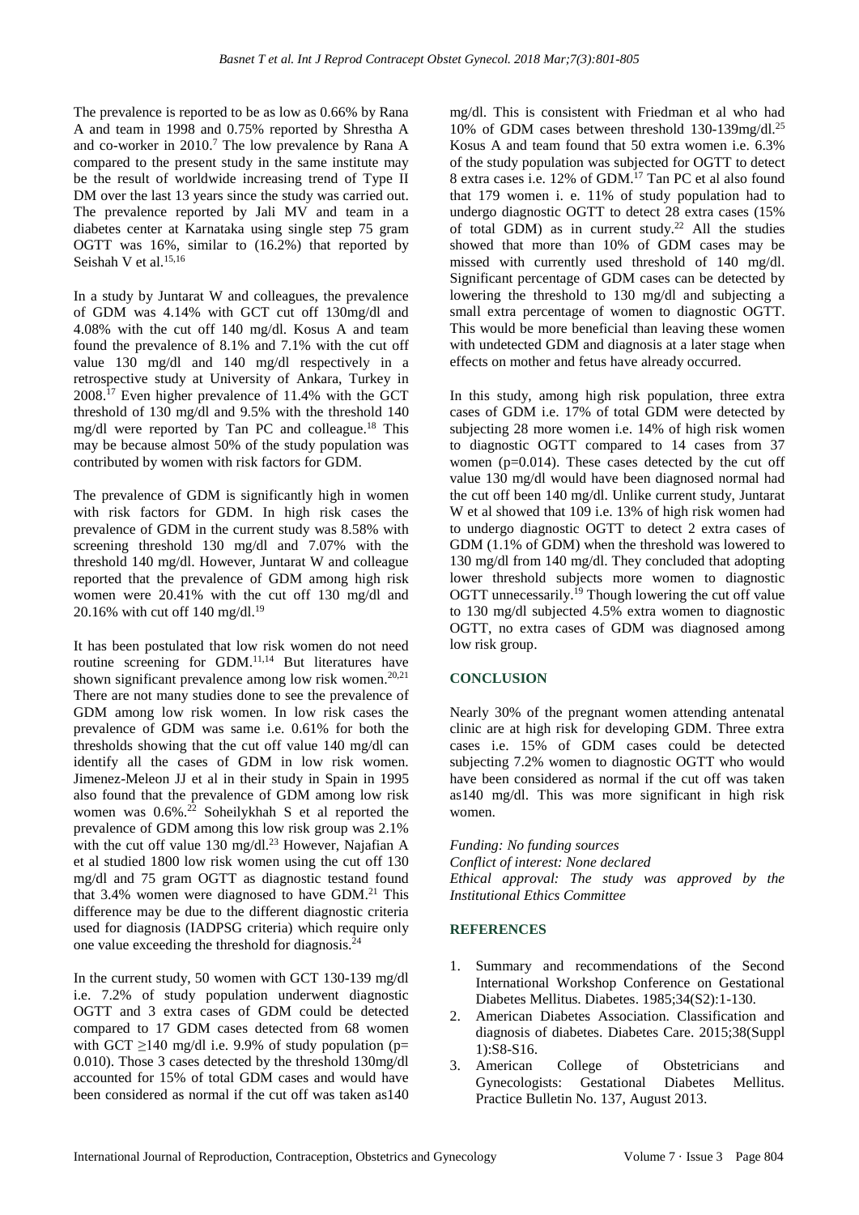The prevalence is reported to be as low as 0.66% by Rana A and team in 1998 and 0.75% reported by Shrestha A and co-worker in 2010.[7] The low prevalence by Rana A compared to the present study in the same institute may be the result of worldwide increasing trend of Type II DM over the last 13 years since the study was carried out. The prevalence reported by Jali MV and team in a diabetes center at Karnataka using single step 75 gram OGTT was 16%, similar to (16.2%) that reported by Seishah V et al.[15,16]

In a study by Juntarat W and colleagues, the prevalence of GDM was 4.14% with GCT cut off 130mg/dl and 4.08% with the cut off 140 mg/dl. Kosus A and team found the prevalence of 8.1% and 7.1% with the cut off value 130 mg/dl and 140 mg/dl respectively in a retrospective study at University of Ankara, Turkey in 2008.[17] Even higher prevalence of 11.4% with the GCT threshold of 130 mg/dl and 9.5% with the threshold 140 mg/dl were reported by Tan PC and colleague.[18] This may be because almost 50% of the study population was contributed by women with risk factors for GDM.

The prevalence of GDM is significantly high in women with risk factors for GDM. In high risk cases the prevalence of GDM in the current study was 8.58% with screening threshold 130 mg/dl and 7.07% with the threshold 140 mg/dl. However, Juntarat W and colleague reported that the prevalence of GDM among high risk women were 20.41% with the cut off 130 mg/dl and 20.16% with cut off 140 mg/dl.[19]

It has been postulated that low risk women do not need routine screening for GDM.[11,14] But literatures have shown significant prevalence among low risk women.[20,21] There are not many studies done to see the prevalence of GDM among low risk women. In low risk cases the prevalence of GDM was same i.e. 0.61% for both the thresholds showing that the cut off value 140 mg/dl can identify all the cases of GDM in low risk women. Jimenez-Meleon JJ et al in their study in Spain in 1995 also found that the prevalence of GDM among low risk women was 0.6%.[22] Soheilykhah S et al reported the prevalence of GDM among this low risk group was 2.1% with the cut off value 130 mg/dl.[23] However, Najafian A et al studied 1800 low risk women using the cut off 130 mg/dl and 75 gram OGTT as diagnostic testand found that 3.4% women were diagnosed to have GDM.[21] This difference may be due to the different diagnostic criteria used for diagnosis (IADPSG criteria) which require only one value exceeding the threshold for diagnosis.[24]

In the current study, 50 women with GCT 130-139 mg/dl i.e. 7.2% of study population underwent diagnostic OGTT and 3 extra cases of GDM could be detected compared to 17 GDM cases detected from 68 women with GCT ≥140 mg/dl i.e. 9.9% of study population ($p = 0.010$). Those 3 cases detected by the threshold 130mg/dl accounted for 15% of total GDM cases and would have been considered as normal if the cut off was taken as140 mg/dl. This is consistent with Friedman et al who had 10% of GDM cases between threshold 130-139mg/dl.[25] Kosus A and team found that 50 extra women i.e. 6.3% of the study population was subjected for OGTT to detect 8 extra cases i.e. 12% of GDM.[17] Tan PC et al also found that 179 women i. e. 11% of study population had to undergo diagnostic OGTT to detect 28 extra cases (15% of total GDM) as in current study.[22] All the studies showed that more than 10% of GDM cases may be missed with currently used threshold of 140 mg/dl. Significant percentage of GDM cases can be detected by lowering the threshold to 130 mg/dl and subjecting a small extra percentage of women to diagnostic OGTT. This would be more beneficial than leaving these women with undetected GDM and diagnosis at a later stage when effects on mother and fetus have already occurred.

In this study, among high risk population, three extra cases of GDM i.e. 17% of total GDM were detected by subjecting 28 more women i.e. 14% of high risk women to diagnostic OGTT compared to 14 cases from 37 women ($p = 0.014$). These cases detected by the cut off value 130 mg/dl would have been diagnosed normal had the cut off been 140 mg/dl. Unlike current study, Juntarat W et al showed that 109 i.e. 13% of high risk women had to undergo diagnostic OGTT to detect 2 extra cases of GDM (1.1% of GDM) when the threshold was lowered to 130 mg/dl from 140 mg/dl. They concluded that adopting lower threshold subjects more women to diagnostic OGTT unnecessarily.[19] Though lowering the cut off value to 130 mg/dl subjected 4.5% extra women to diagnostic OGTT, no extra cases of GDM was diagnosed among low risk group.

## CONCLUSION

Nearly 30% of the pregnant women attending antenatal clinic are at high risk for developing GDM. Three extra cases i.e. 15% of GDM cases could be detected subjecting 7.2% women to diagnostic OGTT who would have been considered as normal if the cut off was taken as140 mg/dl. This was more significant in high risk women.

*Funding: No funding sources*
*Conflict of interest: None declared*
*Ethical approval: The study was approved by the Institutional Ethics Committee*

## REFERENCES

1. Summary and recommendations of the Second International Workshop Conference on Gestational Diabetes Mellitus. Diabetes. 1985;34(S2):1-130.
2. American Diabetes Association. Classification and diagnosis of diabetes. Diabetes Care. 2015;38(Suppl 1):S8-S16.
3. American College of Obstetricians and Gynecologists: Gestational Diabetes Mellitus. Practice Bulletin No. 137, August 2013.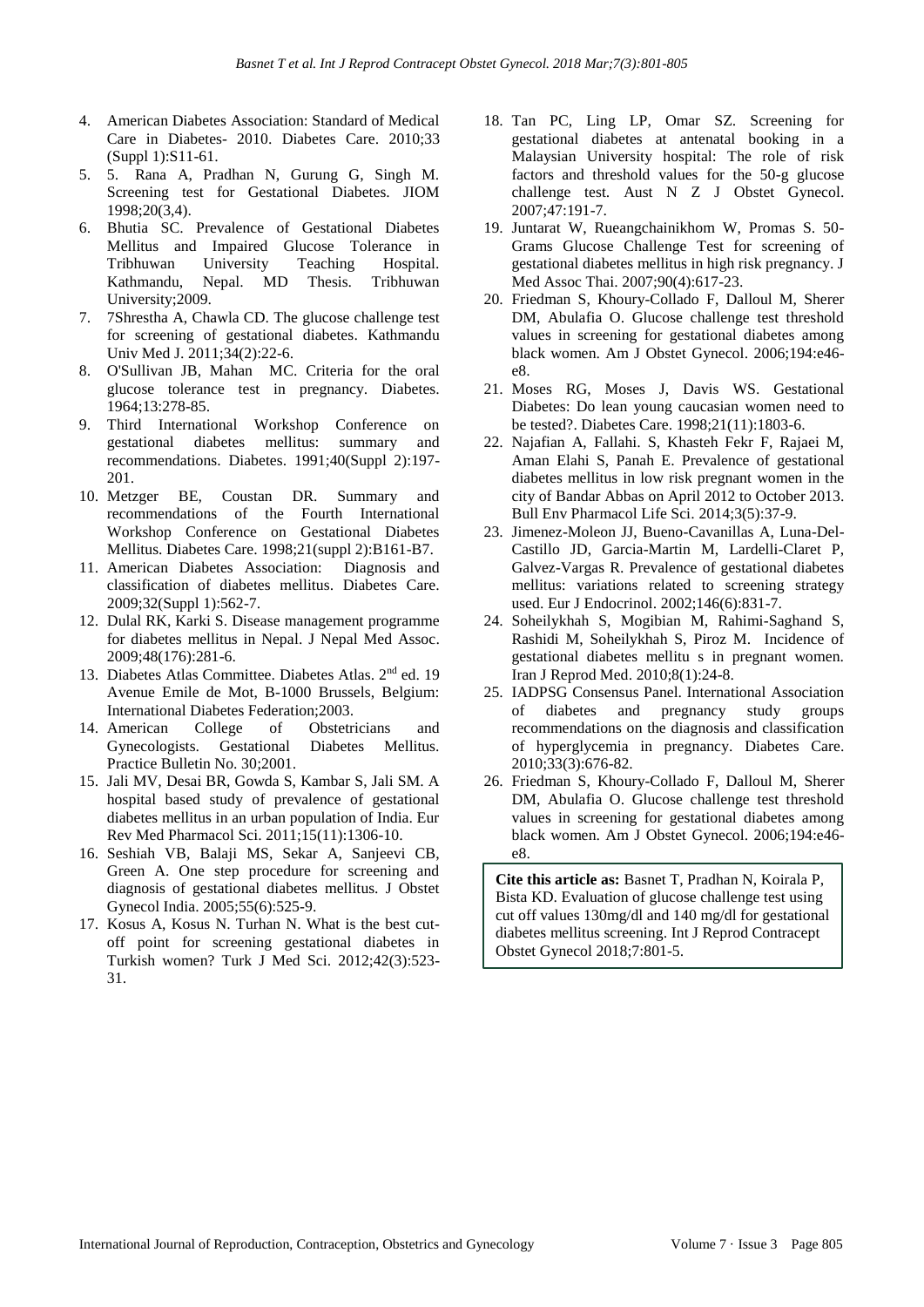4. American Diabetes Association: Standard of Medical Care in Diabetes- 2010. Diabetes Care. 2010;33 (Suppl 1):S11-61.
5. 5. Rana A, Pradhan N, Gurung G, Singh M. Screening test for Gestational Diabetes. JIOM 1998;20(3,4).
6. Bhutia SC. Prevalence of Gestational Diabetes Mellitus and Impaired Glucose Tolerance in Tribhuwan University Teaching Hospital. Kathmandu, Nepal. MD Thesis. Tribhuwan University;2009.
7. 7Shrestha A, Chawla CD. The glucose challenge test for screening of gestational diabetes. Kathmandu Univ Med J. 2011;34(2):22-6.
8. O'Sullivan JB, Mahan MC. Criteria for the oral glucose tolerance test in pregnancy. Diabetes. 1964;13:278-85.
9. Third International Workshop Conference on gestational diabetes mellitus: summary and recommendations. Diabetes. 1991;40(Suppl 2):197-201.
10. Metzger BE, Coustan DR. Summary and recommendations of the Fourth International Workshop Conference on Gestational Diabetes Mellitus. Diabetes Care. 1998;21(suppl 2):B161-B7.
11. American Diabetes Association: Diagnosis and classification of diabetes mellitus. Diabetes Care. 2009;32(Suppl 1):562-7.
12. Dulal RK, Karki S. Disease management programme for diabetes mellitus in Nepal. J Nepal Med Assoc. 2009;48(176):281-6.
13. Diabetes Atlas Committee. Diabetes Atlas. 2nd ed. 19 Avenue Emile de Mot, B-1000 Brussels, Belgium: International Diabetes Federation;2003.
14. American College of Obstetricians and Gynecologists. Gestational Diabetes Mellitus. Practice Bulletin No. 30;2001.
15. Jali MV, Desai BR, Gowda S, Kambar S, Jali SM. A hospital based study of prevalence of gestational diabetes mellitus in an urban population of India. Eur Rev Med Pharmacol Sci. 2011;15(11):1306-10.
16. Seshiah VB, Balaji MS, Sekar A, Sanjeevi CB, Green A. One step procedure for screening and diagnosis of gestational diabetes mellitus. J Obstet Gynecol India. 2005;55(6):525-9.
17. Kosus A, Kosus N. Turhan N. What is the best cut-off point for screening gestational diabetes in Turkish women? Turk J Med Sci. 2012;42(3):523-31.
18. Tan PC, Ling LP, Omar SZ. Screening for gestational diabetes at antenatal booking in a Malaysian University hospital: The role of risk factors and threshold values for the 50-g glucose challenge test. Aust N Z J Obstet Gynecol. 2007;47:191-7.
19. Juntarat W, Rueangchainikhom W, Promas S. 50-Grams Glucose Challenge Test for screening of gestational diabetes mellitus in high risk pregnancy. J Med Assoc Thai. 2007;90(4):617-23.
20. Friedman S, Khoury-Collado F, Dalloul M, Sherer DM, Abulafia O. Glucose challenge test threshold values in screening for gestational diabetes among black women. Am J Obstet Gynecol. 2006;194:e46-e8.
21. Moses RG, Moses J, Davis WS. Gestational Diabetes: Do lean young caucasian women need to be tested?. Diabetes Care. 1998;21(11):1803-6.
22. Najafian A, Fallahi. S, Khasteh Fekr F, Rajaei M, Aman Elahi S, Panah E. Prevalence of gestational diabetes mellitus in low risk pregnant women in the city of Bandar Abbas on April 2012 to October 2013. Bull Env Pharmacol Life Sci. 2014;3(5):37-9.
23. Jimenez-Moleon JJ, Bueno-Cavanillas A, Luna-Del-Castillo JD, Garcia-Martin M, Lardelli-Claret P, Galvez-Vargas R. Prevalence of gestational diabetes mellitus: variations related to screening strategy used. Eur J Endocrinol. 2002;146(6):831-7.
24. Soheilykhah S, Mogibian M, Rahimi-Saghand S, Rashidi M, Soheilykhah S, Piroz M. Incidence of gestational diabetes mellitu s in pregnant women. Iran J Reprod Med. 2010;8(1):24-8.
25. IADPSG Consensus Panel. International Association of diabetes and pregnancy study groups recommendations on the diagnosis and classification of hyperglycemia in pregnancy. Diabetes Care. 2010;33(3):676-82.
26. Friedman S, Khoury-Collado F, Dalloul M, Sherer DM, Abulafia O. Glucose challenge test threshold values in screening for gestational diabetes among black women. Am J Obstet Gynecol. 2006;194:e46-e8.

**Cite this article as:** Basnet T, Pradhan N, Koirala P, Bista KD. Evaluation of glucose challenge test using cut off values 130mg/dl and 140 mg/dl for gestational diabetes mellitus screening. Int J Reprod Contracept Obstet Gynecol 2018;7:801-5.